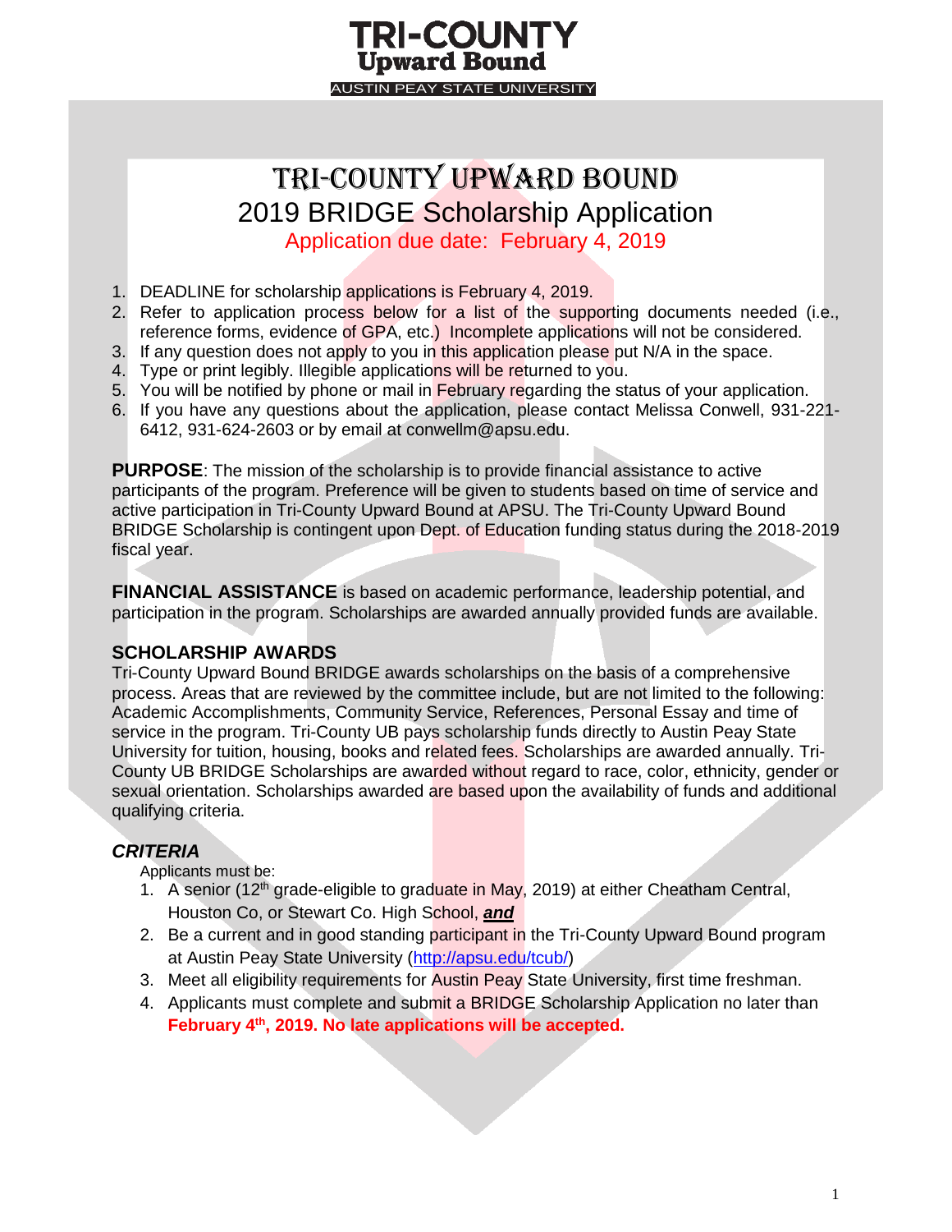# TRI-COUNTY Upward Bound

AUSTIN PEAY STATE UNIVERSITY

## TRI-COUNTY UPWARD BOUND
## 2019 BRIDGE Scholarship Application

Application due date: February 4, 2019

1. DEADLINE for scholarship applications is February 4, 2019.
2. Refer to application process below for a list of the supporting documents needed (i.e., reference forms, evidence of GPA, etc.) Incomplete applications will not be considered.
3. If any question does not apply to you in this application please put N/A in the space.
4. Type or print legibly. Illegible applications will be returned to you.
5. You will be notified by phone or mail in February regarding the status of your application.
6. If you have any questions about the application, please contact Melissa Conwell, 931-221-6412, 931-624-2603 or by email at conwellm@apsu.edu.

**PURPOSE**: The mission of the scholarship is to provide financial assistance to active participants of the program. Preference will be given to students based on time of service and active participation in Tri-County Upward Bound at APSU. The Tri-County Upward Bound BRIDGE Scholarship is contingent upon Dept. of Education funding status during the 2018-2019 fiscal year.

**FINANCIAL ASSISTANCE** is based on academic performance, leadership potential, and participation in the program. Scholarships are awarded annually provided funds are available.

### SCHOLARSHIP AWARDS

Tri-County Upward Bound BRIDGE awards scholarships on the basis of a comprehensive process. Areas that are reviewed by the committee include, but are not limited to the following: Academic Accomplishments, Community Service, References, Personal Essay and time of service in the program. Tri-County UB pays scholarship funds directly to Austin Peay State University for tuition, housing, books and related fees. Scholarships are awarded annually. Tri-County UB BRIDGE Scholarships are awarded without regard to race, color, ethnicity, gender or sexual orientation. Scholarships awarded are based upon the availability of funds and additional qualifying criteria.

### *CRITERIA*

Applicants must be:

1. A senior (12th grade-eligible to graduate in May, 2019) at either Cheatham Central, Houston Co, or Stewart Co. High School, ***and***
2. Be a current and in good standing participant in the Tri-County Upward Bound program at Austin Peay State University (http://apsu.edu/tcub/)
3. Meet all eligibility requirements for Austin Peay State University, first time freshman.
4. Applicants must complete and submit a BRIDGE Scholarship Application no later than **February 4th, 2019. No late applications will be accepted.**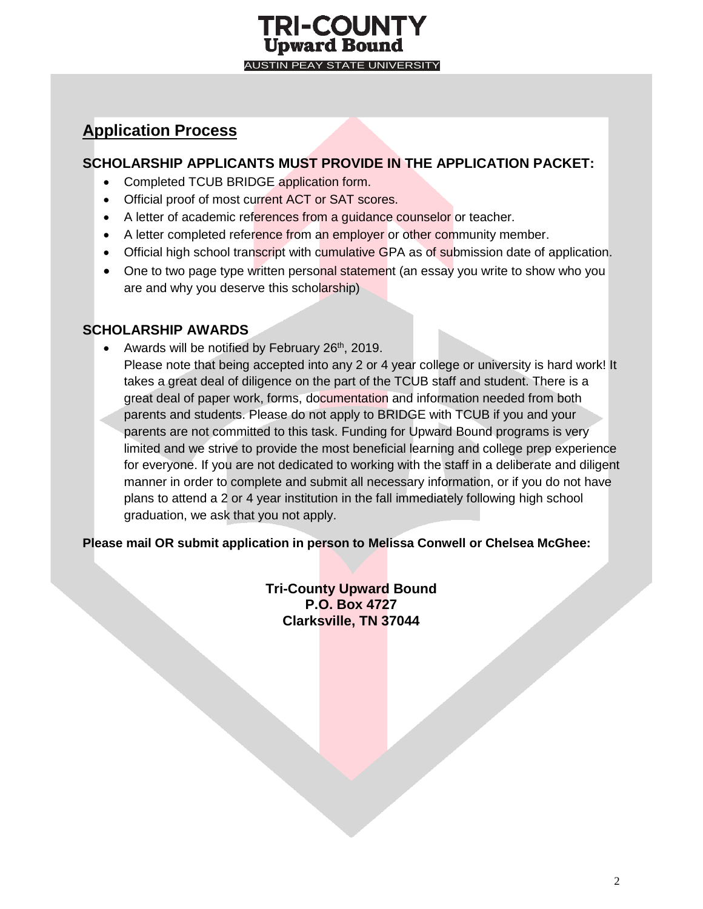## Application Process

### SCHOLARSHIP APPLICANTS MUST PROVIDE IN THE APPLICATION PACKET:

- Completed TCUB BRIDGE application form.
- Official proof of most current ACT or SAT scores.
- A letter of academic references from a guidance counselor or teacher.
- A letter completed reference from an employer or other community member.
- Official high school transcript with cumulative GPA as of submission date of application.
- One to two page type written personal statement (an essay you write to show who you are and why you deserve this scholarship)

### SCHOLARSHIP AWARDS

- Awards will be notified by February 26th, 2019.

  Please note that being accepted into any 2 or 4 year college or university is hard work! It takes a great deal of diligence on the part of the TCUB staff and student. There is a great deal of paper work, forms, documentation and information needed from both parents and students. Please do not apply to BRIDGE with TCUB if you and your parents are not committed to this task. Funding for Upward Bound programs is very limited and we strive to provide the most beneficial learning and college prep experience for everyone. If you are not dedicated to working with the staff in a deliberate and diligent manner in order to complete and submit all necessary information, or if you do not have plans to attend a 2 or 4 year institution in the fall immediately following high school graduation, we ask that you not apply.

**Please mail OR submit application in person to Melissa Conwell or Chelsea McGhee:**

**Tri-County Upward Bound**
**P.O. Box 4727**
**Clarksville, TN 37044**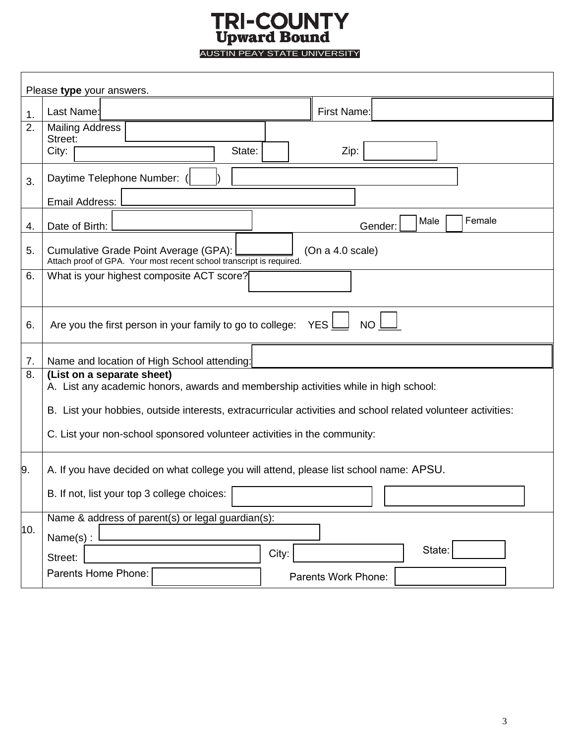# TRI-COUNTY

## Upward Bound

AUSTIN PEAY STATE UNIVERSITY

Please **type** your answers.

| | |
|---|---|
| 1. | Last Name: ____ First Name: ____ |
| 2. | Mailing Address Street: ____<br>City: ____ State: ____ Zip: ____ |
| 3. | Daytime Telephone Number: ( ____ ) ____<br>Email Address: ____ |
| 4. | Date of Birth: ____ Gender: ☐ Male ☐ Female |
| 5. | Cumulative Grade Point Average (GPA): ____ (On a 4.0 scale)<br>Attach proof of GPA. Your most recent school transcript is required. |
| 6. | What is your highest composite ACT score? ____ |
| 6. | Are you the first person in your family to go to college: YES ___ NO ___ |
| 7. | Name and location of High School attending: ____ |
| 8. | **(List on a separate sheet)**<br>A. List any academic honors, awards and membership activities while in high school:<br>B. List your hobbies, outside interests, extracurricular activities and school related volunteer activities:<br>C. List your non-school sponsored volunteer activities in the community: |
| 9. | A. If you have decided on what college you will attend, please list school name: APSU.<br>B. If not, list your top 3 college choices: ____ ____ |
| 10. | Name & address of parent(s) or legal guardian(s):<br>Name(s) : ____<br>Street: ____ City: ____ State: ____<br>Parents Home Phone: ____ Parents Work Phone: ____ |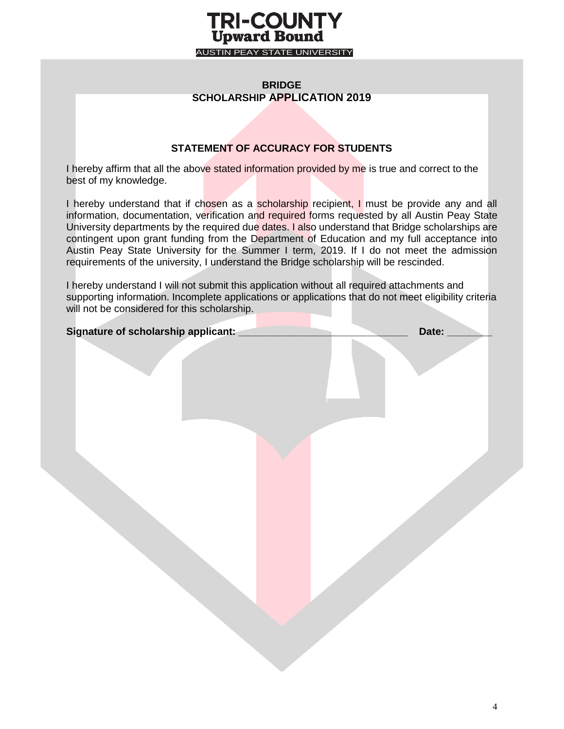TRI-COUNTY
Upward Bound
AUSTIN PEAY STATE UNIVERSITY

**BRIDGE**
**SCHOLARSHIP APPLICATION 2019**

**STATEMENT OF ACCURACY FOR STUDENTS**

I hereby affirm that all the above stated information provided by me is true and correct to the best of my knowledge.

I hereby understand that if chosen as a scholarship recipient, I must be provide any and all information, documentation, verification and required forms requested by all Austin Peay State University departments by the required due dates. I also understand that Bridge scholarships are contingent upon grant funding from the Department of Education and my full acceptance into Austin Peay State University for the Summer I term, 2019. If I do not meet the admission requirements of the university, I understand the Bridge scholarship will be rescinded.

I hereby understand I will not submit this application without all required attachments and supporting information. Incomplete applications or applications that do not meet eligibility criteria will not be considered for this scholarship.

**Signature of scholarship applicant:** _____________________________ **Date:** ________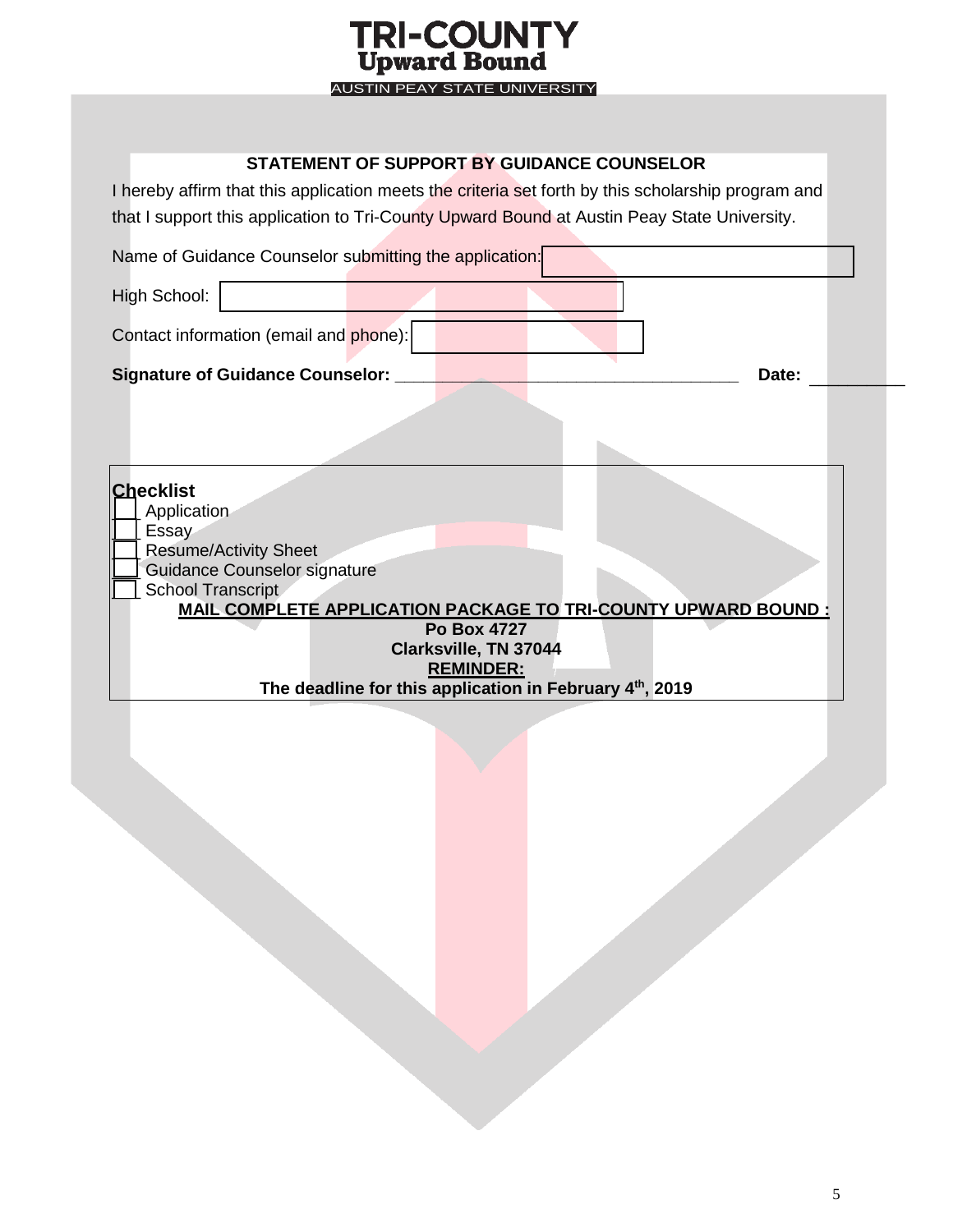# TRI-COUNTY Upward Bound

AUSTIN PEAY STATE UNIVERSITY

## STATEMENT OF SUPPORT BY GUIDANCE COUNSELOR

I hereby affirm that this application meets the criteria set forth by this scholarship program and that I support this application to Tri-County Upward Bound at Austin Peay State University.

Name of Guidance Counselor submitting the application: ____________________

High School: ____________________

Contact information (email and phone): ____________________

**Signature of Guidance Counselor:** ____________________________________ **Date:** __________

**Checklist**

- [ ] Application
- [ ] Essay
- [ ] Resume/Activity Sheet
- [ ] Guidance Counselor signature
- [ ] School Transcript

**MAIL COMPLETE APPLICATION PACKAGE TO TRI-COUNTY UPWARD BOUND :**

**Po Box 4727**

**Clarksville, TN 37044**

**REMINDER:**

**The deadline for this application in February 4th, 2019**